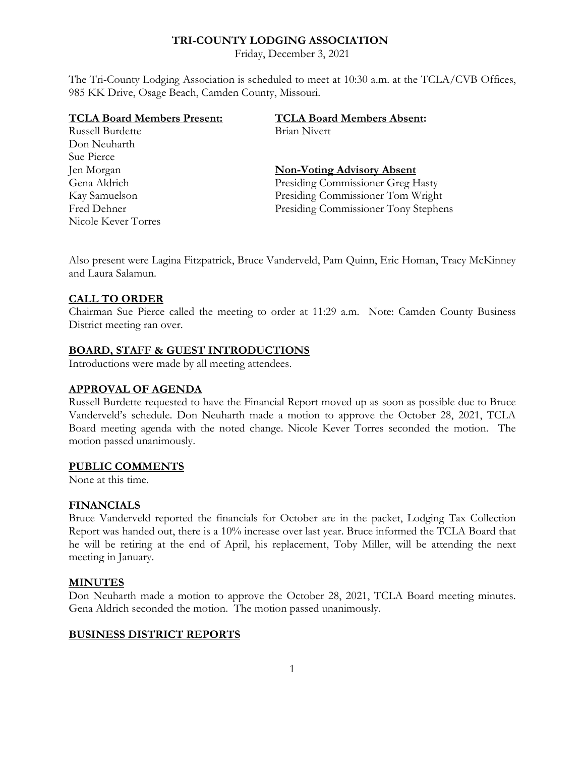# TRI-COUNTY LODGING ASSOCIATION

Friday, December 3, 2021

The Tri-County Lodging Association is scheduled to meet at 10:30 a.m. at the TCLA/CVB Offices, 985 KK Drive, Osage Beach, Camden County, Missouri.

**TCLA Board Members Present:**

Russell Burdette
Don Neuharth
Sue Pierce
Jen Morgan
Gena Aldrich
Kay Samuelson
Fred Dehner
Nicole Kever Torres

**TCLA Board Members Absent:**

Brian Nivert

**Non-Voting Advisory Absent**

Presiding Commissioner Greg Hasty
Presiding Commissioner Tom Wright
Presiding Commissioner Tony Stephens

Also present were Lagina Fitzpatrick, Bruce Vanderveld, Pam Quinn, Eric Homan, Tracy McKinney and Laura Salamun.

## CALL TO ORDER

Chairman Sue Pierce called the meeting to order at 11:29 a.m. Note: Camden County Business District meeting ran over.

## BOARD, STAFF & GUEST INTRODUCTIONS

Introductions were made by all meeting attendees.

## APPROVAL OF AGENDA

Russell Burdette requested to have the Financial Report moved up as soon as possible due to Bruce Vanderveld's schedule. Don Neuharth made a motion to approve the October 28, 2021, TCLA Board meeting agenda with the noted change. Nicole Kever Torres seconded the motion. The motion passed unanimously.

## PUBLIC COMMENTS

None at this time.

## FINANCIALS

Bruce Vanderveld reported the financials for October are in the packet, Lodging Tax Collection Report was handed out, there is a 10% increase over last year. Bruce informed the TCLA Board that he will be retiring at the end of April, his replacement, Toby Miller, will be attending the next meeting in January.

## MINUTES

Don Neuharth made a motion to approve the October 28, 2021, TCLA Board meeting minutes. Gena Aldrich seconded the motion. The motion passed unanimously.

## BUSINESS DISTRICT REPORTS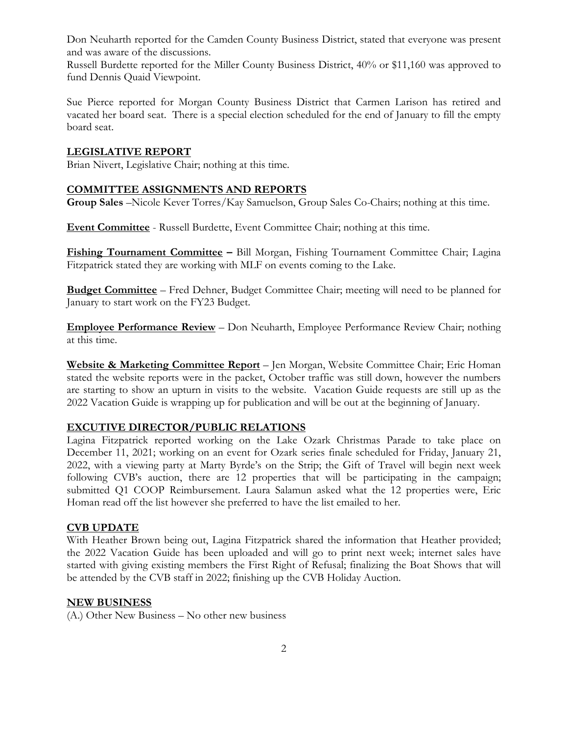Don Neuharth reported for the Camden County Business District, stated that everyone was present and was aware of the discussions.
Russell Burdette reported for the Miller County Business District, 40% or $11,160 was approved to fund Dennis Quaid Viewpoint.

Sue Pierce reported for Morgan County Business District that Carmen Larison has retired and vacated her board seat. There is a special election scheduled for the end of January to fill the empty board seat.

## LEGISLATIVE REPORT

Brian Nivert, Legislative Chair; nothing at this time.

## COMMITTEE ASSIGNMENTS AND REPORTS

**Group Sales** –Nicole Kever Torres/Kay Samuelson, Group Sales Co-Chairs; nothing at this time.

**Event Committee** - Russell Burdette, Event Committee Chair; nothing at this time.

**Fishing Tournament Committee –** Bill Morgan, Fishing Tournament Committee Chair; Lagina Fitzpatrick stated they are working with MLF on events coming to the Lake.

**Budget Committee** – Fred Dehner, Budget Committee Chair; meeting will need to be planned for January to start work on the FY23 Budget.

**Employee Performance Review** – Don Neuharth, Employee Performance Review Chair; nothing at this time.

**Website & Marketing Committee Report** – Jen Morgan, Website Committee Chair; Eric Homan stated the website reports were in the packet, October traffic was still down, however the numbers are starting to show an upturn in visits to the website. Vacation Guide requests are still up as the 2022 Vacation Guide is wrapping up for publication and will be out at the beginning of January.

## EXCUTIVE DIRECTOR/PUBLIC RELATIONS

Lagina Fitzpatrick reported working on the Lake Ozark Christmas Parade to take place on December 11, 2021; working on an event for Ozark series finale scheduled for Friday, January 21, 2022, with a viewing party at Marty Byrde's on the Strip; the Gift of Travel will begin next week following CVB's auction, there are 12 properties that will be participating in the campaign; submitted Q1 COOP Reimbursement. Laura Salamun asked what the 12 properties were, Eric Homan read off the list however she preferred to have the list emailed to her.

## CVB UPDATE

With Heather Brown being out, Lagina Fitzpatrick shared the information that Heather provided; the 2022 Vacation Guide has been uploaded and will go to print next week; internet sales have started with giving existing members the First Right of Refusal; finalizing the Boat Shows that will be attended by the CVB staff in 2022; finishing up the CVB Holiday Auction.

## NEW BUSINESS

(A.) Other New Business – No other new business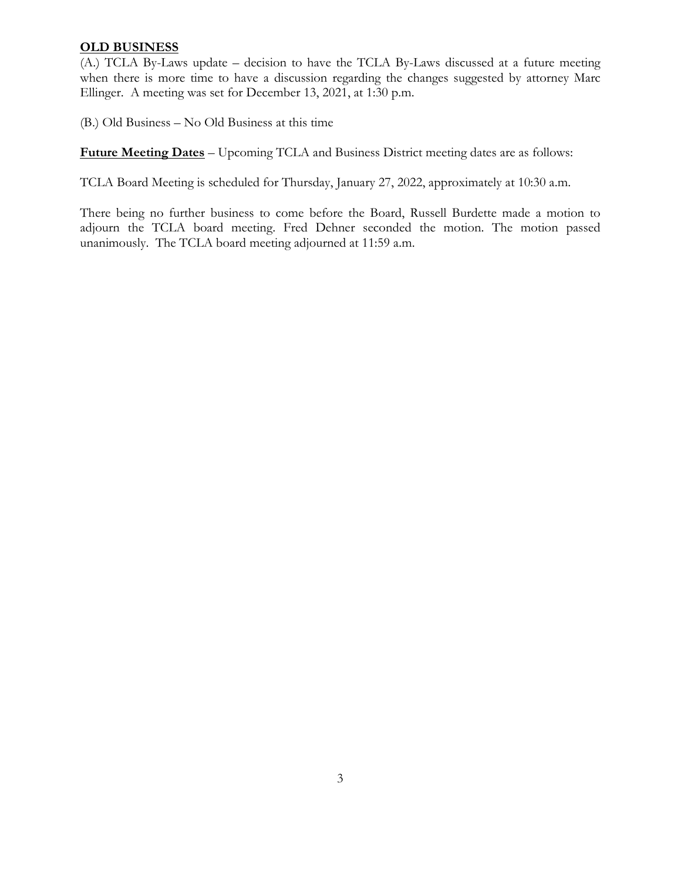## OLD BUSINESS

(A.) TCLA By-Laws update – decision to have the TCLA By-Laws discussed at a future meeting when there is more time to have a discussion regarding the changes suggested by attorney Marc Ellinger. A meeting was set for December 13, 2021, at 1:30 p.m.

(B.) Old Business – No Old Business at this time

**Future Meeting Dates** – Upcoming TCLA and Business District meeting dates are as follows:

TCLA Board Meeting is scheduled for Thursday, January 27, 2022, approximately at 10:30 a.m.

There being no further business to come before the Board, Russell Burdette made a motion to adjourn the TCLA board meeting. Fred Dehner seconded the motion. The motion passed unanimously. The TCLA board meeting adjourned at 11:59 a.m.